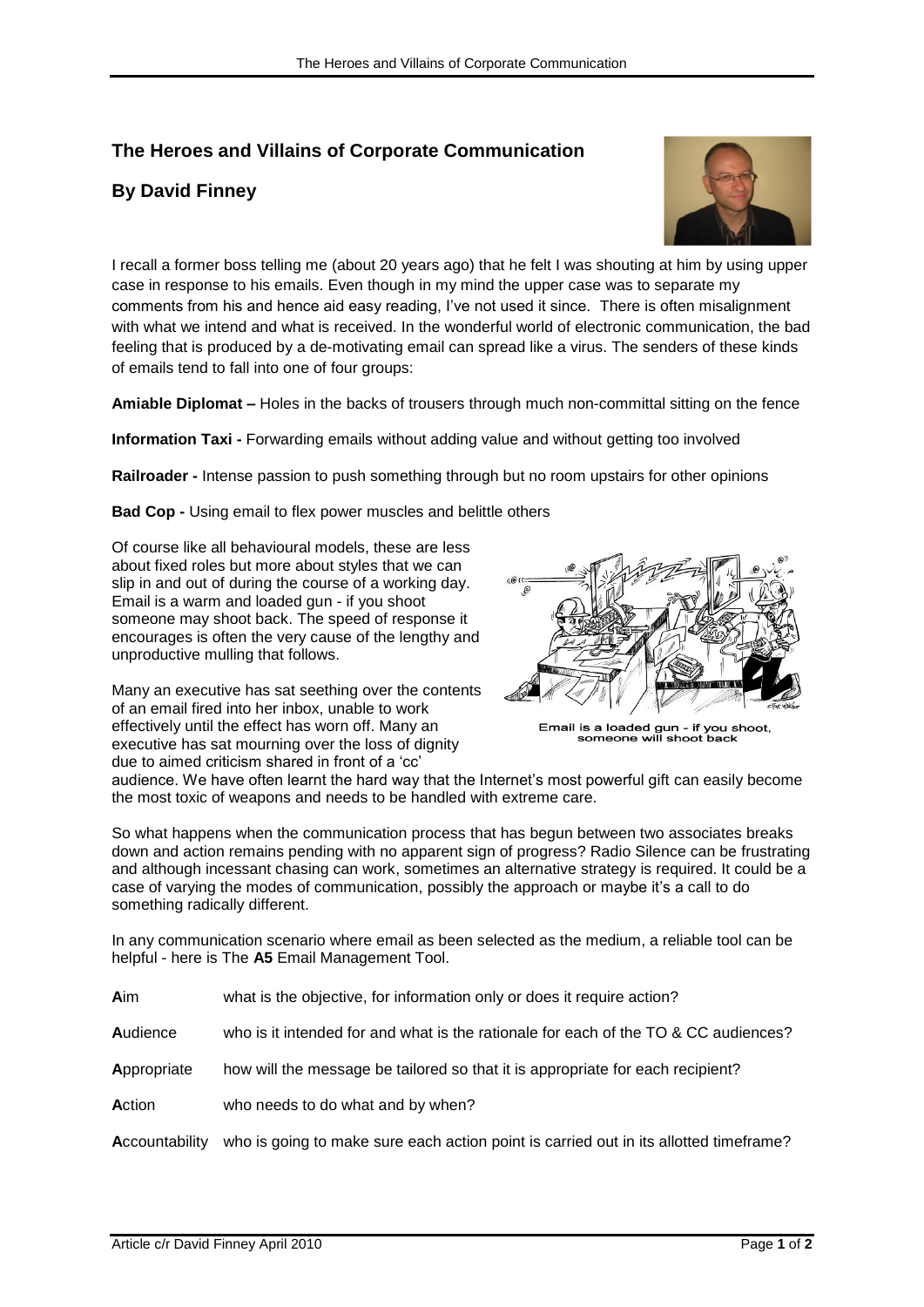# The Heroes and Villains of Corporate Communication

## By David Finney

I recall a former boss telling me (about 20 years ago) that he felt I was shouting at him by using upper case in response to his emails. Even though in my mind the upper case was to separate my comments from his and hence aid easy reading, I've not used it since. There is often misalignment with what we intend and what is received. In the wonderful world of electronic communication, the bad feeling that is produced by a de-motivating email can spread like a virus. The senders of these kinds of emails tend to fall into one of four groups:

**Amiable Diplomat –** Holes in the backs of trousers through much non-committal sitting on the fence

**Information Taxi -** Forwarding emails without adding value and without getting too involved

**Railroader -** Intense passion to push something through but no room upstairs for other opinions

**Bad Cop -** Using email to flex power muscles and belittle others

Of course like all behavioural models, these are less about fixed roles but more about styles that we can slip in and out of during the course of a working day. Email is a warm and loaded gun - if you shoot someone may shoot back. The speed of response it encourages is often the very cause of the lengthy and unproductive mulling that follows.

Email is a loaded gun - if you shoot, someone will shoot back

Many an executive has sat seething over the contents of an email fired into her inbox, unable to work effectively until the effect has worn off. Many an executive has sat mourning over the loss of dignity due to aimed criticism shared in front of a 'cc' audience. We have often learnt the hard way that the Internet's most powerful gift can easily become the most toxic of weapons and needs to be handled with extreme care.

So what happens when the communication process that has begun between two associates breaks down and action remains pending with no apparent sign of progress? Radio Silence can be frustrating and although incessant chasing can work, sometimes an alternative strategy is required. It could be a case of varying the modes of communication, possibly the approach or maybe it's a call to do something radically different.

In any communication scenario where email as been selected as the medium, a reliable tool can be helpful - here is The **A5** Email Management Tool.

| | |
|---|---|
| **A**im | what is the objective, for information only or does it require action? |
| **A**udience | who is it intended for and what is the rationale for each of the TO & CC audiences? |
| **A**ppropriate | how will the message be tailored so that it is appropriate for each recipient? |
| **A**ction | who needs to do what and by when? |
| **A**ccountability | who is going to make sure each action point is carried out in its allotted timeframe? |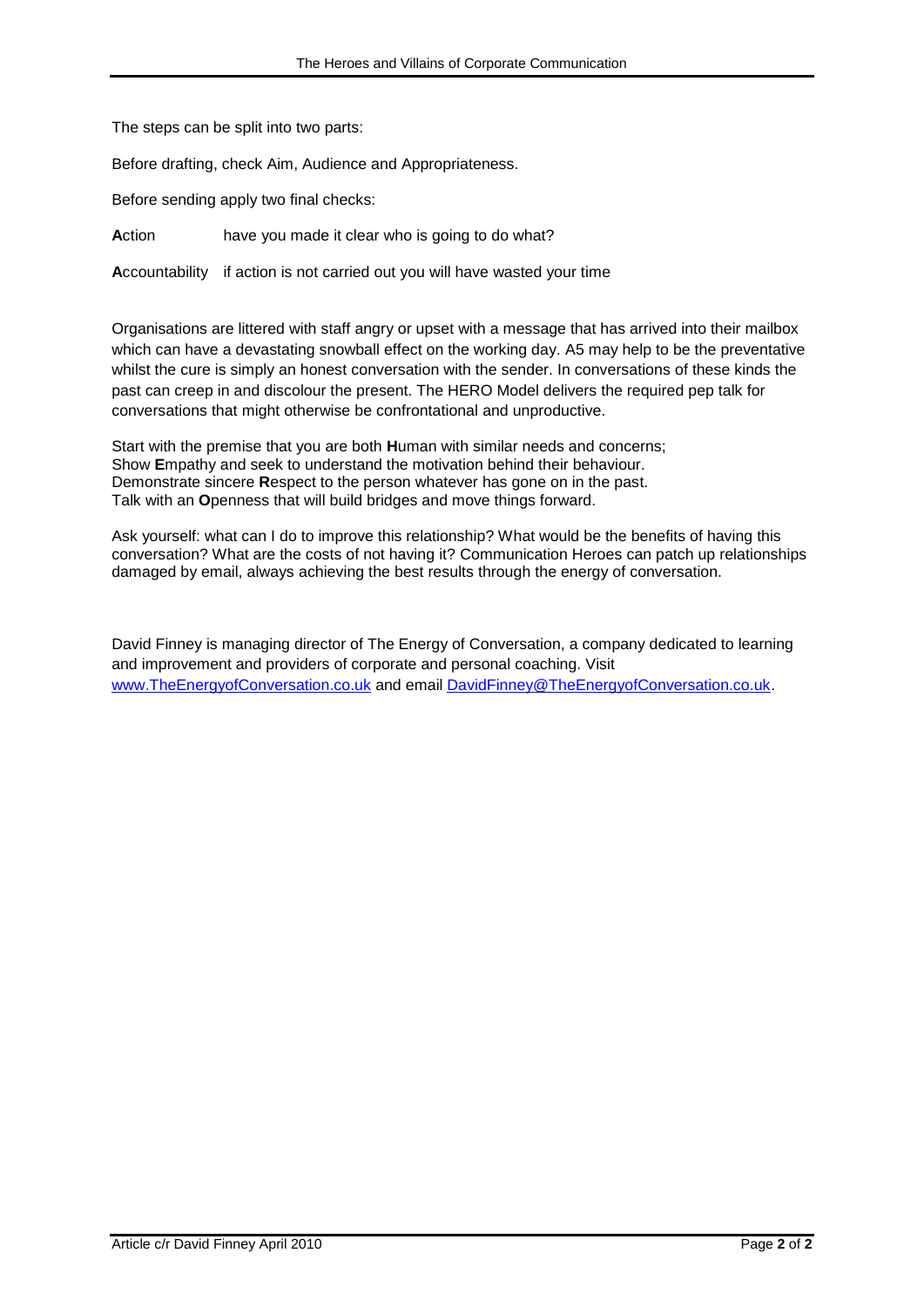The steps can be split into two parts:

Before drafting, check Aim, Audience and Appropriateness.

Before sending apply two final checks:

**A**ction have you made it clear who is going to do what?

**A**ccountability if action is not carried out you will have wasted your time

Organisations are littered with staff angry or upset with a message that has arrived into their mailbox which can have a devastating snowball effect on the working day. A5 may help to be the preventative whilst the cure is simply an honest conversation with the sender. In conversations of these kinds the past can creep in and discolour the present. The HERO Model delivers the required pep talk for conversations that might otherwise be confrontational and unproductive.

Start with the premise that you are both **H**uman with similar needs and concerns;
Show **E**mpathy and seek to understand the motivation behind their behaviour.
Demonstrate sincere **R**espect to the person whatever has gone on in the past.
Talk with an **O**penness that will build bridges and move things forward.

Ask yourself: what can I do to improve this relationship? What would be the benefits of having this conversation? What are the costs of not having it? Communication Heroes can patch up relationships damaged by email, always achieving the best results through the energy of conversation.

David Finney is managing director of The Energy of Conversation, a company dedicated to learning and improvement and providers of corporate and personal coaching. Visit [www.TheEnergyofConversation.co.uk](http://www.TheEnergyofConversation.co.uk) and email [DavidFinney@TheEnergyofConversation.co.uk](mailto:DavidFinney@TheEnergyofConversation.co.uk).

Article c/r David Finney April 2010